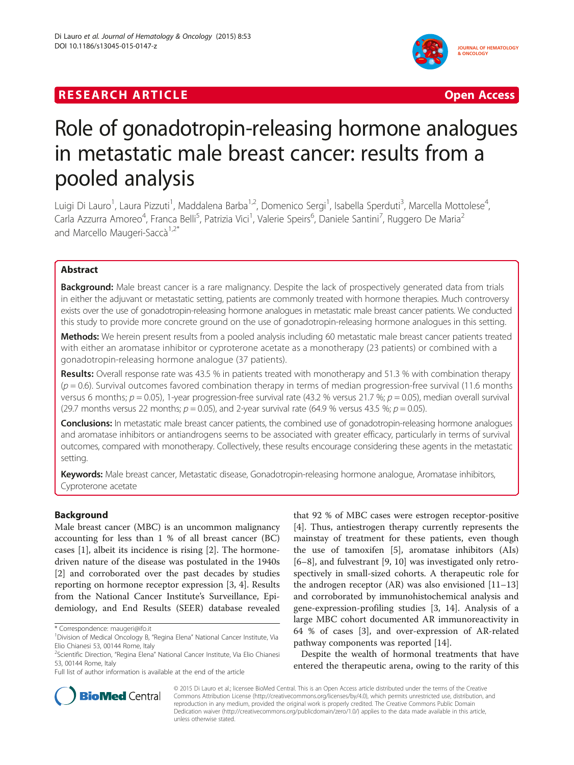**RESEARCH ARTICLE** **Open Access**

# Role of gonadotropin-releasing hormone analogues in metastatic male breast cancer: results from a pooled analysis

Luigi Di Lauro[1], Laura Pizzuti[1], Maddalena Barba[1,2], Domenico Sergi[1], Isabella Sperduti[3], Marcella Mottolese[4], Carla Azzurra Amoreo[4], Franca Belli[5], Patrizia Vici[1], Valerie Speirs[6], Daniele Santini[7], Ruggero De Maria[2] and Marcello Maugeri-Saccà[1,2*]

## Abstract

**Background:** Male breast cancer is a rare malignancy. Despite the lack of prospectively generated data from trials in either the adjuvant or metastatic setting, patients are commonly treated with hormone therapies. Much controversy exists over the use of gonadotropin-releasing hormone analogues in metastatic male breast cancer patients. We conducted this study to provide more concrete ground on the use of gonadotropin-releasing hormone analogues in this setting.

**Methods:** We herein present results from a pooled analysis including 60 metastatic male breast cancer patients treated with either an aromatase inhibitor or cyproterone acetate as a monotherapy (23 patients) or combined with a gonadotropin-releasing hormone analogue (37 patients).

**Results:** Overall response rate was 43.5 % in patients treated with monotherapy and 51.3 % with combination therapy ($p = 0.6$). Survival outcomes favored combination therapy in terms of median progression-free survival (11.6 months versus 6 months; $p = 0.05$), 1-year progression-free survival rate (43.2 % versus 21.7 %; $p = 0.05$), median overall survival (29.7 months versus 22 months; $p = 0.05$), and 2-year survival rate (64.9 % versus 43.5 %; $p = 0.05$).

**Conclusions:** In metastatic male breast cancer patients, the combined use of gonadotropin-releasing hormone analogues and aromatase inhibitors or antiandrogens seems to be associated with greater efficacy, particularly in terms of survival outcomes, compared with monotherapy. Collectively, these results encourage considering these agents in the metastatic setting.

**Keywords:** Male breast cancer, Metastatic disease, Gonadotropin-releasing hormone analogue, Aromatase inhibitors, Cyproterone acetate

## Background

Male breast cancer (MBC) is an uncommon malignancy accounting for less than 1 % of all breast cancer (BC) cases [1], albeit its incidence is rising [2]. The hormone-driven nature of the disease was postulated in the 1940s [2] and corroborated over the past decades by studies reporting on hormone receptor expression [3, 4]. Results from the National Cancer Institute's Surveillance, Epidemiology, and End Results (SEER) database revealed that 92 % of MBC cases were estrogen receptor-positive [4]. Thus, antiestrogen therapy currently represents the mainstay of treatment for these patients, even though the use of tamoxifen [5], aromatase inhibitors (AIs) [6–8], and fulvestrant [9, 10] was investigated only retrospectively in small-sized cohorts. A therapeutic role for the androgen receptor (AR) was also envisioned [11–13] and corroborated by immunohistochemical analysis and gene-expression-profiling studies [3, 14]. Analysis of a large MBC cohort documented AR immunoreactivity in 64 % of cases [3], and over-expression of AR-related pathway components was reported [14].

Despite the wealth of hormonal treatments that have entered the therapeutic arena, owing to the rarity of this

\* Correspondence: maugeri@ifo.it
[1]Division of Medical Oncology B, "Regina Elena" National Cancer Institute, Via Elio Chianesi 53, 00144 Rome, Italy
[2]Scientific Direction, "Regina Elena" National Cancer Institute, Via Elio Chianesi 53, 00144 Rome, Italy
Full list of author information is available at the end of the article

© 2015 Di Lauro et al.; licensee BioMed Central. This is an Open Access article distributed under the terms of the Creative Commons Attribution License (http://creativecommons.org/licenses/by/4.0), which permits unrestricted use, distribution, and reproduction in any medium, provided the original work is properly credited. The Creative Commons Public Domain Dedication waiver (http://creativecommons.org/publicdomain/zero/1.0/) applies to the data made available in this article, unless otherwise stated.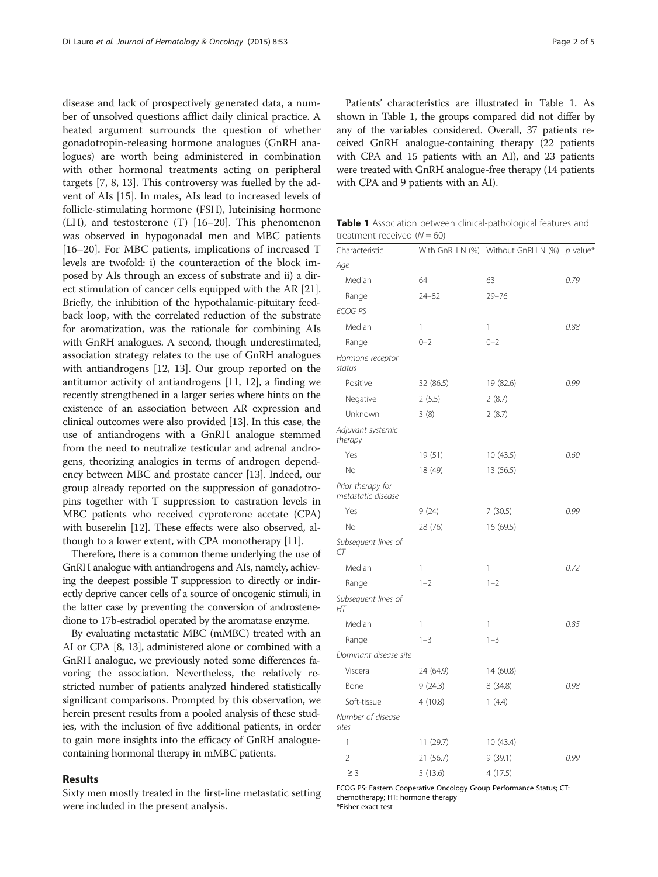disease and lack of prospectively generated data, a number of unsolved questions afflict daily clinical practice. A heated argument surrounds the question of whether gonadotropin-releasing hormone analogues (GnRH analogues) are worth being administered in combination with other hormonal treatments acting on peripheral targets [7, 8, 13]. This controversy was fuelled by the advent of AIs [15]. In males, AIs lead to increased levels of follicle-stimulating hormone (FSH), luteinising hormone (LH), and testosterone (T) [16–20]. This phenomenon was observed in hypogonadal men and MBC patients [16–20]. For MBC patients, implications of increased T levels are twofold: i) the counteraction of the block imposed by AIs through an excess of substrate and ii) a direct stimulation of cancer cells equipped with the AR [21]. Briefly, the inhibition of the hypothalamic-pituitary feedback loop, with the correlated reduction of the substrate for aromatization, was the rationale for combining AIs with GnRH analogues. A second, though underestimated, association strategy relates to the use of GnRH analogues with antiandrogens [12, 13]. Our group reported on the antitumor activity of antiandrogens [11, 12], a finding we recently strengthened in a larger series where hints on the existence of an association between AR expression and clinical outcomes were also provided [13]. In this case, the use of antiandrogens with a GnRH analogue stemmed from the need to neutralize testicular and adrenal androgens, theorizing analogies in terms of androgen dependency between MBC and prostate cancer [13]. Indeed, our group already reported on the suppression of gonadotropins together with T suppression to castration levels in MBC patients who received cyproterone acetate (CPA) with buserelin [12]. These effects were also observed, although to a lower extent, with CPA monotherapy [11].

Therefore, there is a common theme underlying the use of GnRH analogue with antiandrogens and AIs, namely, achieving the deepest possible T suppression to directly or indirectly deprive cancer cells of a source of oncogenic stimuli, in the latter case by preventing the conversion of androstenedione to 17b-estradiol operated by the aromatase enzyme.

By evaluating metastatic MBC (mMBC) treated with an AI or CPA [8, 13], administered alone or combined with a GnRH analogue, we previously noted some differences favoring the association. Nevertheless, the relatively restricted number of patients analyzed hindered statistically significant comparisons. Prompted by this observation, we herein present results from a pooled analysis of these studies, with the inclusion of five additional patients, in order to gain more insights into the efficacy of GnRH analogue-containing hormonal therapy in mMBC patients.

## Results

Sixty men mostly treated in the first-line metastatic setting were included in the present analysis.

Patients' characteristics are illustrated in Table 1. As shown in Table 1, the groups compared did not differ by any of the variables considered. Overall, 37 patients received GnRH analogue-containing therapy (22 patients with CPA and 15 patients with an AI), and 23 patients were treated with GnRH analogue-free therapy (14 patients with CPA and 9 patients with an AI).

**Table 1** Association between clinical-pathological features and treatment received ($N = 60$)

| Characteristic | With GnRH N (%) | Without GnRH N (%) | *p* value* |
|---|---|---|---|
| *Age* | | | |
| Median | 64 | 63 | *0.79* |
| Range | 24–82 | 29–76 | |
| *ECOG PS* | | | |
| Median | 1 | 1 | *0.88* |
| Range | 0–2 | 0–2 | |
| *Hormone receptor status* | | | |
| Positive | 32 (86.5) | 19 (82.6) | *0.99* |
| Negative | 2 (5.5) | 2 (8.7) | |
| Unknown | 3 (8) | 2 (8.7) | |
| *Adjuvant systemic therapy* | | | |
| Yes | 19 (51) | 10 (43.5) | *0.60* |
| No | 18 (49) | 13 (56.5) | |
| *Prior therapy for metastatic disease* | | | |
| Yes | 9 (24) | 7 (30.5) | *0.99* |
| No | 28 (76) | 16 (69.5) | |
| *Subsequent lines of CT* | | | |
| Median | 1 | 1 | *0.72* |
| Range | 1–2 | 1–2 | |
| *Subsequent lines of HT* | | | |
| Median | 1 | 1 | *0.85* |
| Range | 1–3 | 1–3 | |
| *Dominant disease site* | | | |
| Viscera | 24 (64.9) | 14 (60.8) | |
| Bone | 9 (24.3) | 8 (34.8) | *0.98* |
| Soft-tissue | 4 (10.8) | 1 (4.4) | |
| *Number of disease sites* | | | |
| 1 | 11 (29.7) | 10 (43.4) | |
| 2 | 21 (56.7) | 9 (39.1) | *0.99* |
| ≥ 3 | 5 (13.6) | 4 (17.5) | |

ECOG PS: Eastern Cooperative Oncology Group Performance Status; CT: chemotherapy; HT: hormone therapy
*Fisher exact test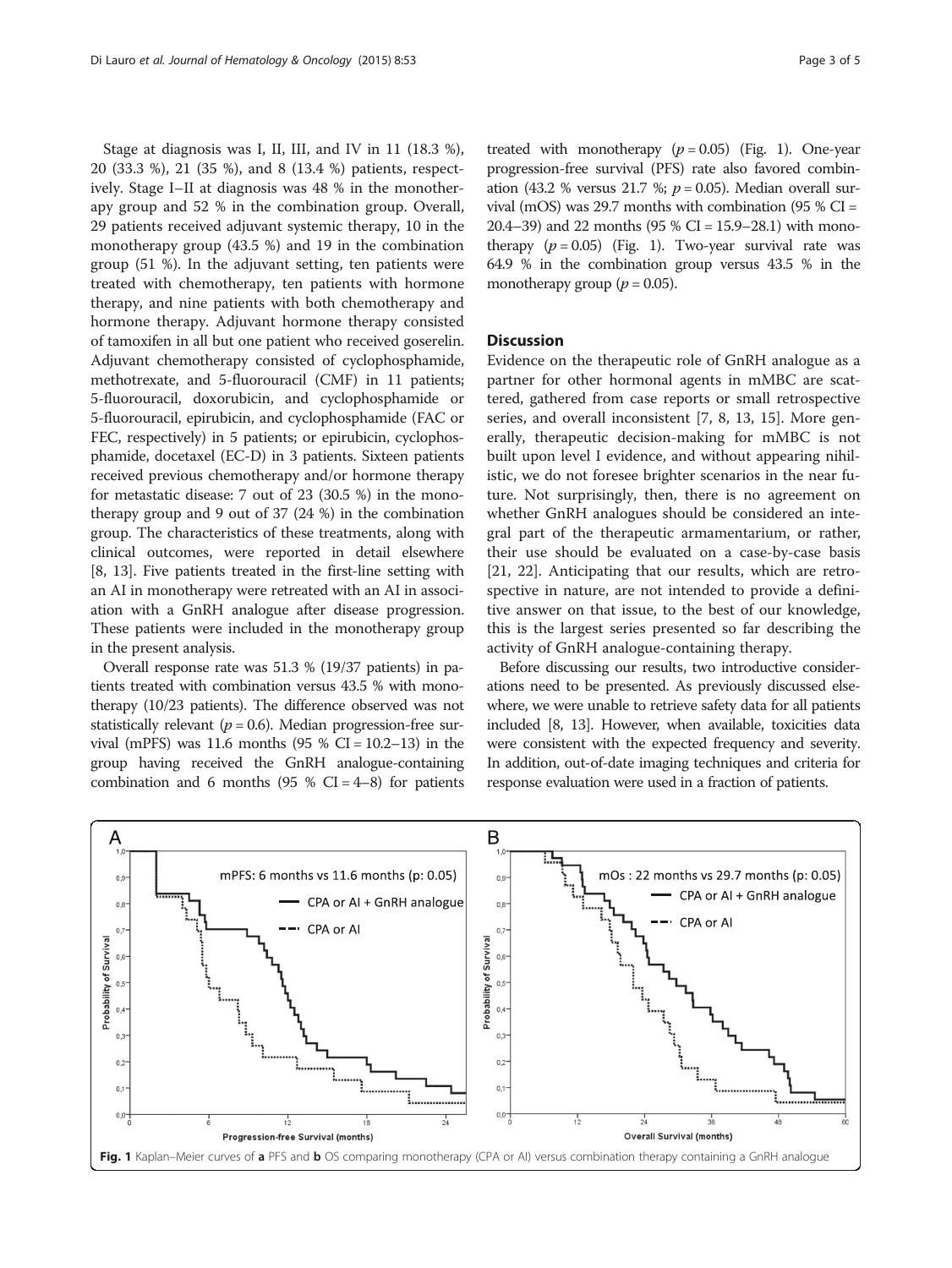Stage at diagnosis was I, II, III, and IV in 11 (18.3 %), 20 (33.3 %), 21 (35 %), and 8 (13.4 %) patients, respectively. Stage I–II at diagnosis was 48 % in the monotherapy group and 52 % in the combination group. Overall, 29 patients received adjuvant systemic therapy, 10 in the monotherapy group (43.5 %) and 19 in the combination group (51 %). In the adjuvant setting, ten patients were treated with chemotherapy, ten patients with hormone therapy, and nine patients with both chemotherapy and hormone therapy. Adjuvant hormone therapy consisted of tamoxifen in all but one patient who received goserelin. Adjuvant chemotherapy consisted of cyclophosphamide, methotrexate, and 5-fluorouracil (CMF) in 11 patients; 5-fluorouracil, doxorubicin, and cyclophosphamide or 5-fluorouracil, epirubicin, and cyclophosphamide (FAC or FEC, respectively) in 5 patients; or epirubicin, cyclophosphamide, docetaxel (EC-D) in 3 patients. Sixteen patients received previous chemotherapy and/or hormone therapy for metastatic disease: 7 out of 23 (30.5 %) in the monotherapy group and 9 out of 37 (24 %) in the combination group. The characteristics of these treatments, along with clinical outcomes, were reported in detail elsewhere [8, 13]. Five patients treated in the first-line setting with an AI in monotherapy were retreated with an AI in association with a GnRH analogue after disease progression. These patients were included in the monotherapy group in the present analysis.

Overall response rate was 51.3 % (19/37 patients) in patients treated with combination versus 43.5 % with monotherapy (10/23 patients). The difference observed was not statistically relevant ($p = 0.6$). Median progression-free survival (mPFS) was 11.6 months (95 % CI = 10.2–13) in the group having received the GnRH analogue-containing combination and 6 months (95 % CI = 4–8) for patients treated with monotherapy ($p = 0.05$) (Fig. 1). One-year progression-free survival (PFS) rate also favored combination (43.2 % versus 21.7 %; $p = 0.05$). Median overall survival (mOS) was 29.7 months with combination (95 % CI = 20.4–39) and 22 months (95 % CI = 15.9–28.1) with monotherapy ($p = 0.05$) (Fig. 1). Two-year survival rate was 64.9 % in the combination group versus 43.5 % in the monotherapy group ($p = 0.05$).

## Discussion

Evidence on the therapeutic role of GnRH analogue as a partner for other hormonal agents in mMBC are scattered, gathered from case reports or small retrospective series, and overall inconsistent [7, 8, 13, 15]. More generally, therapeutic decision-making for mMBC is not built upon level I evidence, and without appearing nihilistic, we do not foresee brighter scenarios in the near future. Not surprisingly, then, there is no agreement on whether GnRH analogues should be considered an integral part of the therapeutic armamentarium, or rather, their use should be evaluated on a case-by-case basis [21, 22]. Anticipating that our results, which are retrospective in nature, are not intended to provide a definitive answer on that issue, to the best of our knowledge, this is the largest series presented so far describing the activity of GnRH analogue-containing therapy.

Before discussing our results, two introductive considerations need to be presented. As previously discussed elsewhere, we were unable to retrieve safety data for all patients included [8, 13]. However, when available, toxicities data were consistent with the expected frequency and severity. In addition, out-of-date imaging techniques and criteria for response evaluation were used in a fraction of patients.

**Fig. 1** Kaplan–Meier curves of **a** PFS and **b** OS comparing monotherapy (CPA or AI) versus combination therapy containing a GnRH analogue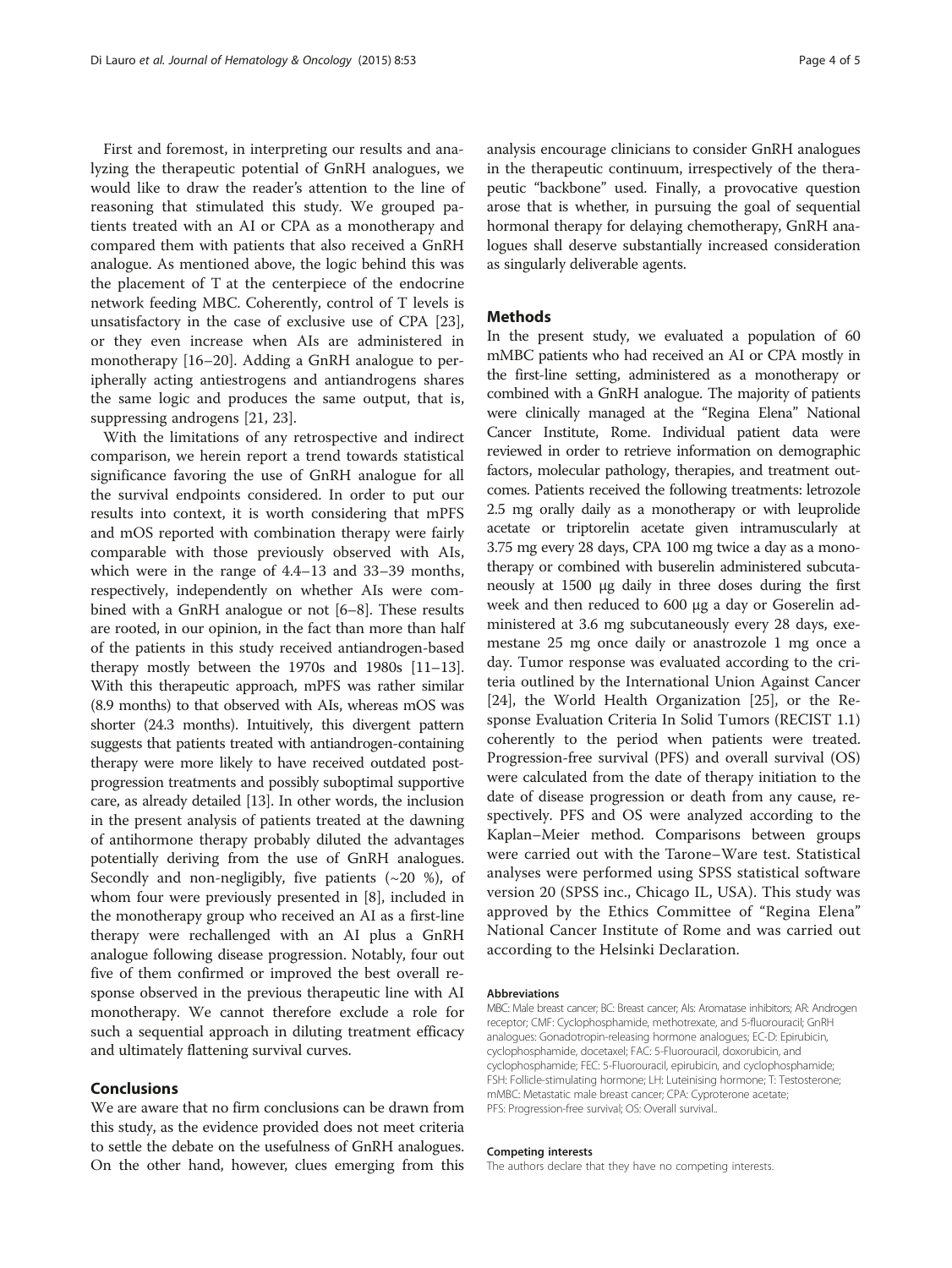First and foremost, in interpreting our results and analyzing the therapeutic potential of GnRH analogues, we would like to draw the reader's attention to the line of reasoning that stimulated this study. We grouped patients treated with an AI or CPA as a monotherapy and compared them with patients that also received a GnRH analogue. As mentioned above, the logic behind this was the placement of T at the centerpiece of the endocrine network feeding MBC. Coherently, control of T levels is unsatisfactory in the case of exclusive use of CPA [23], or they even increase when AIs are administered in monotherapy [16–20]. Adding a GnRH analogue to peripherally acting antiestrogens and antiandrogens shares the same logic and produces the same output, that is, suppressing androgens [21, 23].

With the limitations of any retrospective and indirect comparison, we herein report a trend towards statistical significance favoring the use of GnRH analogue for all the survival endpoints considered. In order to put our results into context, it is worth considering that mPFS and mOS reported with combination therapy were fairly comparable with those previously observed with AIs, which were in the range of 4.4–13 and 33–39 months, respectively, independently on whether AIs were combined with a GnRH analogue or not [6–8]. These results are rooted, in our opinion, in the fact than more than half of the patients in this study received antiandrogen-based therapy mostly between the 1970s and 1980s [11–13]. With this therapeutic approach, mPFS was rather similar (8.9 months) to that observed with AIs, whereas mOS was shorter (24.3 months). Intuitively, this divergent pattern suggests that patients treated with antiandrogen-containing therapy were more likely to have received outdated post-progression treatments and possibly suboptimal supportive care, as already detailed [13]. In other words, the inclusion in the present analysis of patients treated at the dawning of antihormone therapy probably diluted the advantages potentially deriving from the use of GnRH analogues. Secondly and non-negligibly, five patients (~20 %), of whom four were previously presented in [8], included in the monotherapy group who received an AI as a first-line therapy were rechallenged with an AI plus a GnRH analogue following disease progression. Notably, four out five of them confirmed or improved the best overall response observed in the previous therapeutic line with AI monotherapy. We cannot therefore exclude a role for such a sequential approach in diluting treatment efficacy and ultimately flattening survival curves.

## Conclusions

We are aware that no firm conclusions can be drawn from this study, as the evidence provided does not meet criteria to settle the debate on the usefulness of GnRH analogues. On the other hand, however, clues emerging from this analysis encourage clinicians to consider GnRH analogues in the therapeutic continuum, irrespectively of the therapeutic "backbone" used. Finally, a provocative question arose that is whether, in pursuing the goal of sequential hormonal therapy for delaying chemotherapy, GnRH analogues shall deserve substantially increased consideration as singularly deliverable agents.

## Methods

In the present study, we evaluated a population of 60 mMBC patients who had received an AI or CPA mostly in the first-line setting, administered as a monotherapy or combined with a GnRH analogue. The majority of patients were clinically managed at the "Regina Elena" National Cancer Institute, Rome. Individual patient data were reviewed in order to retrieve information on demographic factors, molecular pathology, therapies, and treatment outcomes. Patients received the following treatments: letrozole 2.5 mg orally daily as a monotherapy or with leuprolide acetate or triptorelin acetate given intramuscularly at 3.75 mg every 28 days, CPA 100 mg twice a day as a monotherapy or combined with buserelin administered subcutaneously at 1500 μg daily in three doses during the first week and then reduced to 600 μg a day or Goserelin administered at 3.6 mg subcutaneously every 28 days, exemestane 25 mg once daily or anastrozole 1 mg once a day. Tumor response was evaluated according to the criteria outlined by the International Union Against Cancer [24], the World Health Organization [25], or the Response Evaluation Criteria In Solid Tumors (RECIST 1.1) coherently to the period when patients were treated. Progression-free survival (PFS) and overall survival (OS) were calculated from the date of therapy initiation to the date of disease progression or death from any cause, respectively. PFS and OS were analyzed according to the Kaplan–Meier method. Comparisons between groups were carried out with the Tarone–Ware test. Statistical analyses were performed using SPSS statistical software version 20 (SPSS inc., Chicago IL, USA). This study was approved by the Ethics Committee of "Regina Elena" National Cancer Institute of Rome and was carried out according to the Helsinki Declaration.

#### Abbreviations

MBC: Male breast cancer; BC: Breast cancer; AIs: Aromatase inhibitors; AR: Androgen receptor; CMF: Cyclophosphamide, methotrexate, and 5-fluorouracil; GnRH analogues: Gonadotropin-releasing hormone analogues; EC-D: Epirubicin, cyclophosphamide, docetaxel; FAC: 5-Fluorouracil, doxorubicin, and cyclophosphamide; FEC: 5-Fluorouracil, epirubicin, and cyclophosphamide; FSH: Follicle-stimulating hormone; LH: Luteinising hormone; T: Testosterone; mMBC: Metastatic male breast cancer; CPA: Cyproterone acetate; PFS: Progression-free survival; OS: Overall survival..

#### Competing interests

The authors declare that they have no competing interests.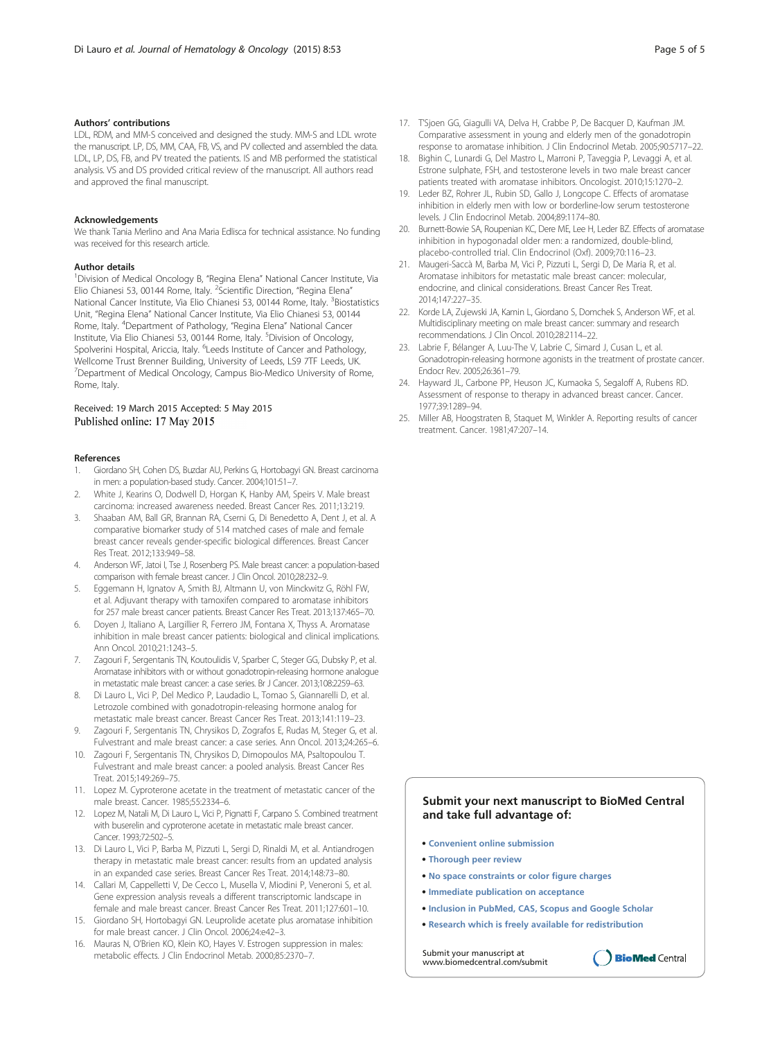### Authors' contributions

LDL, RDM, and MM-S conceived and designed the study. MM-S and LDL wrote the manuscript. LP, DS, MM, CAA, FB, VS, and PV collected and assembled the data. LDL, LP, DS, FB, and PV treated the patients. IS and MB performed the statistical analysis. VS and DS provided critical review of the manuscript. All authors read and approved the final manuscript.

### Acknowledgements

We thank Tania Merlino and Ana Maria Edlisca for technical assistance. No funding was received for this research article.

### Author details

[1]Division of Medical Oncology B, "Regina Elena" National Cancer Institute, Via Elio Chianesi 53, 00144 Rome, Italy. [2]Scientific Direction, "Regina Elena" National Cancer Institute, Via Elio Chianesi 53, 00144 Rome, Italy. [3]Biostatistics Unit, "Regina Elena" National Cancer Institute, Via Elio Chianesi 53, 00144 Rome, Italy. [4]Department of Pathology, "Regina Elena" National Cancer Institute, Via Elio Chianesi 53, 00144 Rome, Italy. [5]Division of Oncology, Spolverini Hospital, Ariccia, Italy. [6]Leeds Institute of Cancer and Pathology, Wellcome Trust Brenner Building, University of Leeds, LS9 7TF Leeds, UK. [7]Department of Medical Oncology, Campus Bio-Medico University of Rome, Rome, Italy.

Received: 19 March 2015 Accepted: 5 May 2015
Published online: 17 May 2015

### References

1. Giordano SH, Cohen DS, Buzdar AU, Perkins G, Hortobagyi GN. Breast carcinoma in men: a population-based study. Cancer. 2004;101:51–7.
2. White J, Kearins O, Dodwell D, Horgan K, Hanby AM, Speirs V. Male breast carcinoma: increased awareness needed. Breast Cancer Res. 2011;13:219.
3. Shaaban AM, Ball GR, Brannan RA, Cserni G, Di Benedetto A, Dent J, et al. A comparative biomarker study of 514 matched cases of male and female breast cancer reveals gender-specific biological differences. Breast Cancer Res Treat. 2012;133:949–58.
4. Anderson WF, Jatoi I, Tse J, Rosenberg PS. Male breast cancer: a population-based comparison with female breast cancer. J Clin Oncol. 2010;28:232–9.
5. Eggemann H, Ignatov A, Smith BJ, Altmann U, von Minckwitz G, Röhl FW, et al. Adjuvant therapy with tamoxifen compared to aromatase inhibitors for 257 male breast cancer patients. Breast Cancer Res Treat. 2013;137:465–70.
6. Doyen J, Italiano A, Largillier R, Ferrero JM, Fontana X, Thyss A. Aromatase inhibition in male breast cancer patients: biological and clinical implications. Ann Oncol. 2010;21:1243–5.
7. Zagouri F, Sergentanis TN, Koutoulidis V, Sparber C, Steger GG, Dubsky P, et al. Aromatase inhibitors with or without gonadotropin-releasing hormone analogue in metastatic male breast cancer: a case series. Br J Cancer. 2013;108:2259–63.
8. Di Lauro L, Vici P, Del Medico P, Laudadio L, Tomao S, Giannarelli D, et al. Letrozole combined with gonadotropin-releasing hormone analog for metastatic male breast cancer. Breast Cancer Res Treat. 2013;141:119–23.
9. Zagouri F, Sergentanis TN, Chrysikos D, Zografos E, Rudas M, Steger G, et al. Fulvestrant and male breast cancer: a case series. Ann Oncol. 2013;24:265–6.
10. Zagouri F, Sergentanis TN, Chrysikos D, Dimopoulos MA, Psaltopoulou T. Fulvestrant and male breast cancer: a pooled analysis. Breast Cancer Res Treat. 2015;149:269–75.
11. Lopez M. Cyproterone acetate in the treatment of metastatic cancer of the male breast. Cancer. 1985;55:2334–6.
12. Lopez M, Natali M, Di Lauro L, Vici P, Pignatti F, Carpano S. Combined treatment with buserelin and cyproterone acetate in metastatic male breast cancer. Cancer. 1993;72:502–5.
13. Di Lauro L, Vici P, Barba M, Pizzuti L, Sergi D, Rinaldi M, et al. Antiandrogen therapy in metastatic male breast cancer: results from an updated analysis in an expanded case series. Breast Cancer Res Treat. 2014;148:73–80.
14. Callari M, Cappelletti V, De Cecco L, Musella V, Miodini P, Veneroni S, et al. Gene expression analysis reveals a different transcriptomic landscape in female and male breast cancer. Breast Cancer Res Treat. 2011;127:601–10.
15. Giordano SH, Hortobagyi GN. Leuprolide acetate plus aromatase inhibition for male breast cancer. J Clin Oncol. 2006;24:e42–3.
16. Mauras N, O'Brien KO, Klein KO, Hayes V. Estrogen suppression in males: metabolic effects. J Clin Endocrinol Metab. 2000;85:2370–7.
17. T'Sjoen GG, Giagulli VA, Delva H, Crabbe P, De Bacquer D, Kaufman JM. Comparative assessment in young and elderly men of the gonadotropin response to aromatase inhibition. J Clin Endocrinol Metab. 2005;90:5717–22.
18. Bighin C, Lunardi G, Del Mastro L, Marroni P, Taveggia P, Levaggi A, et al. Estrone sulphate, FSH, and testosterone levels in two male breast cancer patients treated with aromatase inhibitors. Oncologist. 2010;15:1270–2.
19. Leder BZ, Rohrer JL, Rubin SD, Gallo J, Longcope C. Effects of aromatase inhibition in elderly men with low or borderline-low serum testosterone levels. J Clin Endocrinol Metab. 2004;89:1174–80.
20. Burnett-Bowie SA, Roupenian KC, Dere ME, Lee H, Leder BZ. Effects of aromatase inhibition in hypogonadal older men: a randomized, double-blind, placebo-controlled trial. Clin Endocrinol (Oxf). 2009;70:116–23.
21. Maugeri-Saccà M, Barba M, Vici P, Pizzuti L, Sergi D, De Maria R, et al. Aromatase inhibitors for metastatic male breast cancer: molecular, endocrine, and clinical considerations. Breast Cancer Res Treat. 2014;147:227–35.
22. Korde LA, Zujewski JA, Kamin L, Giordano S, Domchek S, Anderson WF, et al. Multidisciplinary meeting on male breast cancer: summary and research recommendations. J Clin Oncol. 2010;28:2114–22.
23. Labrie F, Bélanger A, Luu-The V, Labrie C, Simard J, Cusan L, et al. Gonadotropin-releasing hormone agonists in the treatment of prostate cancer. Endocr Rev. 2005;26:361–79.
24. Hayward JL, Carbone PP, Heuson JC, Kumaoka S, Segaloff A, Rubens RD. Assessment of response to therapy in advanced breast cancer. Cancer. 1977;39:1289–94.
25. Miller AB, Hoogstraten B, Staquet M, Winkler A. Reporting results of cancer treatment. Cancer. 1981;47:207–14.

**Submit your next manuscript to BioMed Central and take full advantage of:**

- Convenient online submission
- Thorough peer review
- No space constraints or color figure charges
- Immediate publication on acceptance
- Inclusion in PubMed, CAS, Scopus and Google Scholar
- Research which is freely available for redistribution

Submit your manuscript at
www.biomedcentral.com/submit

BioMed Central